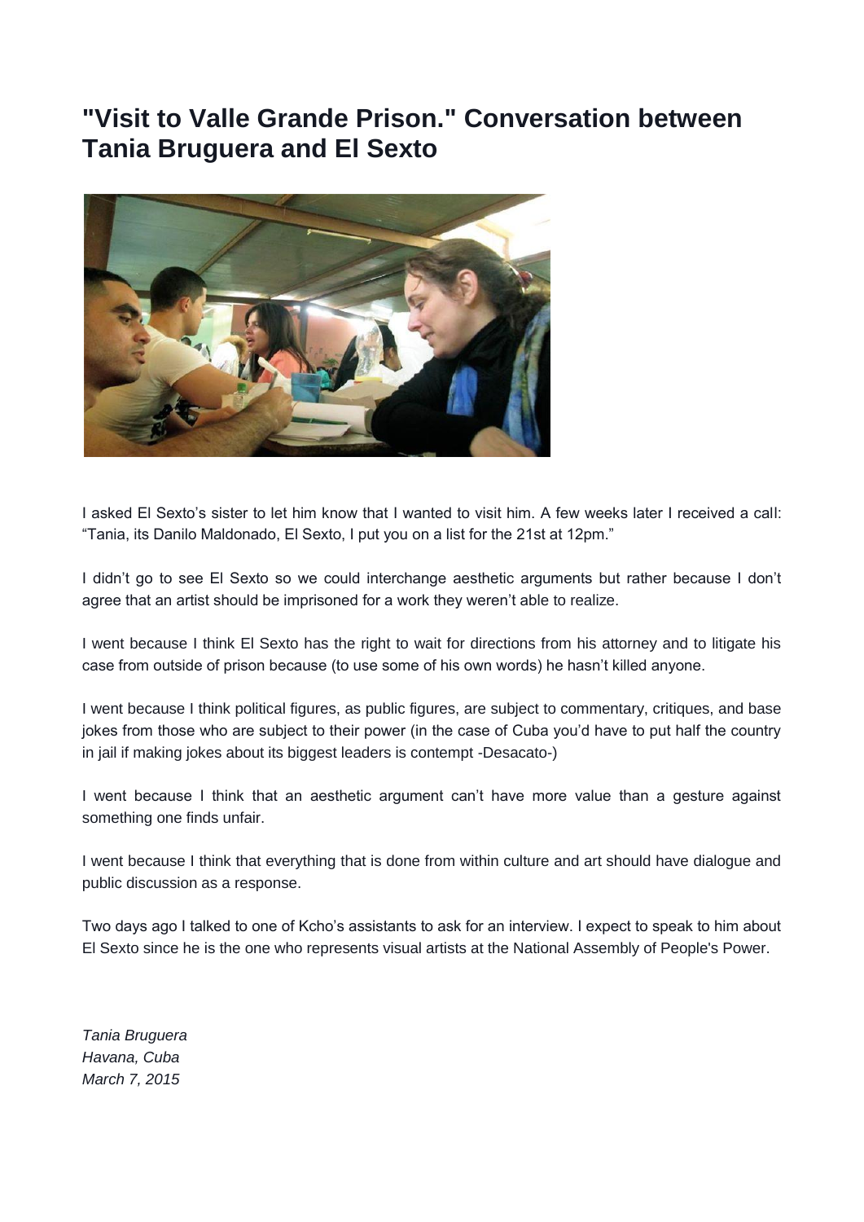# "Visit to Valle Grande Prison." Conversation between Tania Bruguera and El Sexto

I asked El Sexto's sister to let him know that I wanted to visit him. A few weeks later I received a call: "Tania, its Danilo Maldonado, El Sexto, I put you on a list for the 21st at 12pm."

I didn't go to see El Sexto so we could interchange aesthetic arguments but rather because I don't agree that an artist should be imprisoned for a work they weren't able to realize.

I went because I think El Sexto has the right to wait for directions from his attorney and to litigate his case from outside of prison because (to use some of his own words) he hasn't killed anyone.

I went because I think political figures, as public figures, are subject to commentary, critiques, and base jokes from those who are subject to their power (in the case of Cuba you'd have to put half the country in jail if making jokes about its biggest leaders is contempt -Desacato-)

I went because I think that an aesthetic argument can't have more value than a gesture against something one finds unfair.

I went because I think that everything that is done from within culture and art should have dialogue and public discussion as a response.

Two days ago I talked to one of Kcho's assistants to ask for an interview. I expect to speak to him about El Sexto since he is the one who represents visual artists at the National Assembly of People's Power.

*Tania Bruguera*
*Havana, Cuba*
*March 7, 2015*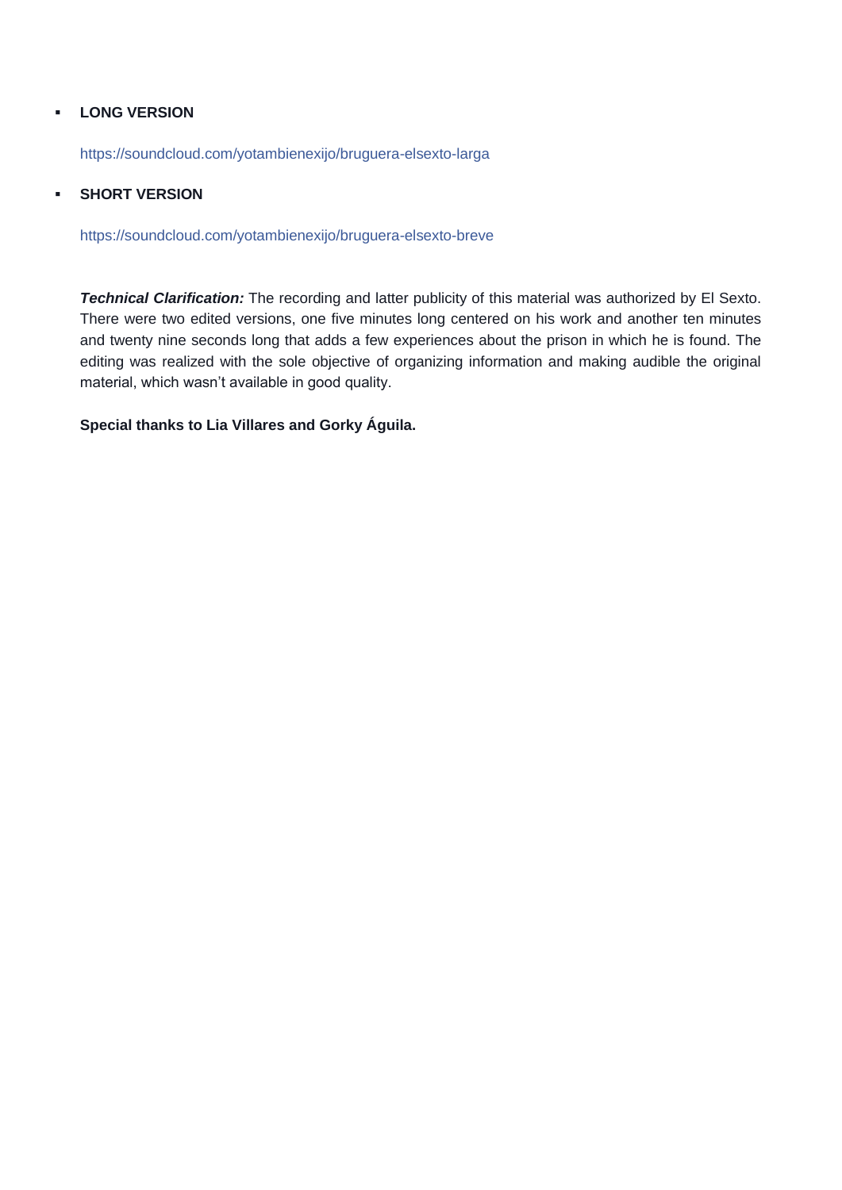- **LONG VERSION**

  https://soundcloud.com/yotambienexijo/bruguera-elsexto-larga

- **SHORT VERSION**

  https://soundcloud.com/yotambienexijo/bruguera-elsexto-breve

***Technical Clarification:*** The recording and latter publicity of this material was authorized by El Sexto. There were two edited versions, one five minutes long centered on his work and another ten minutes and twenty nine seconds long that adds a few experiences about the prison in which he is found. The editing was realized with the sole objective of organizing information and making audible the original material, which wasn't available in good quality.

**Special thanks to Lia Villares and Gorky Águila.**